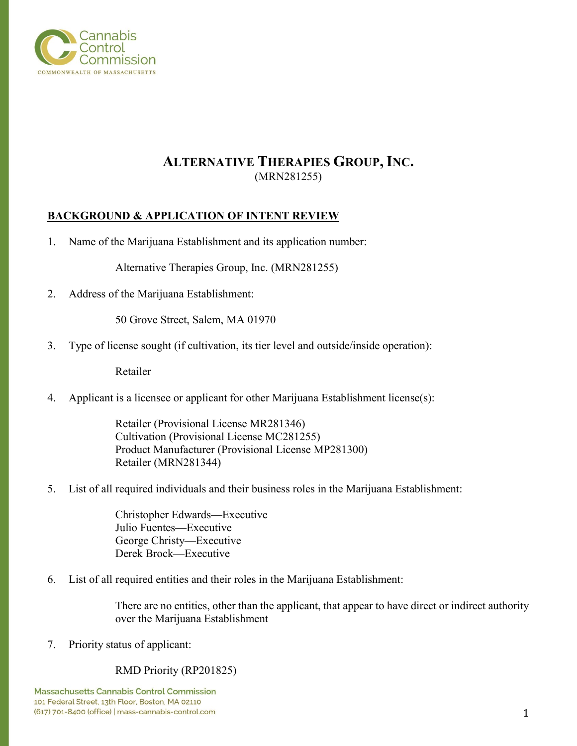# ALTERNATIVE THERAPIES GROUP, INC.

(MRN281255)

## BACKGROUND & APPLICATION OF INTENT REVIEW

1. Name of the Marijuana Establishment and its application number:

   Alternative Therapies Group, Inc. (MRN281255)

2. Address of the Marijuana Establishment:

   50 Grove Street, Salem, MA 01970

3. Type of license sought (if cultivation, its tier level and outside/inside operation):

   Retailer

4. Applicant is a licensee or applicant for other Marijuana Establishment license(s):

   Retailer (Provisional License MR281346)
   Cultivation (Provisional License MC281255)
   Product Manufacturer (Provisional License MP281300)
   Retailer (MRN281344)

5. List of all required individuals and their business roles in the Marijuana Establishment:

   Christopher Edwards—Executive
   Julio Fuentes—Executive
   George Christy—Executive
   Derek Brock—Executive

6. List of all required entities and their roles in the Marijuana Establishment:

   There are no entities, other than the applicant, that appear to have direct or indirect authority over the Marijuana Establishment

7. Priority status of applicant:

   RMD Priority (RP201825)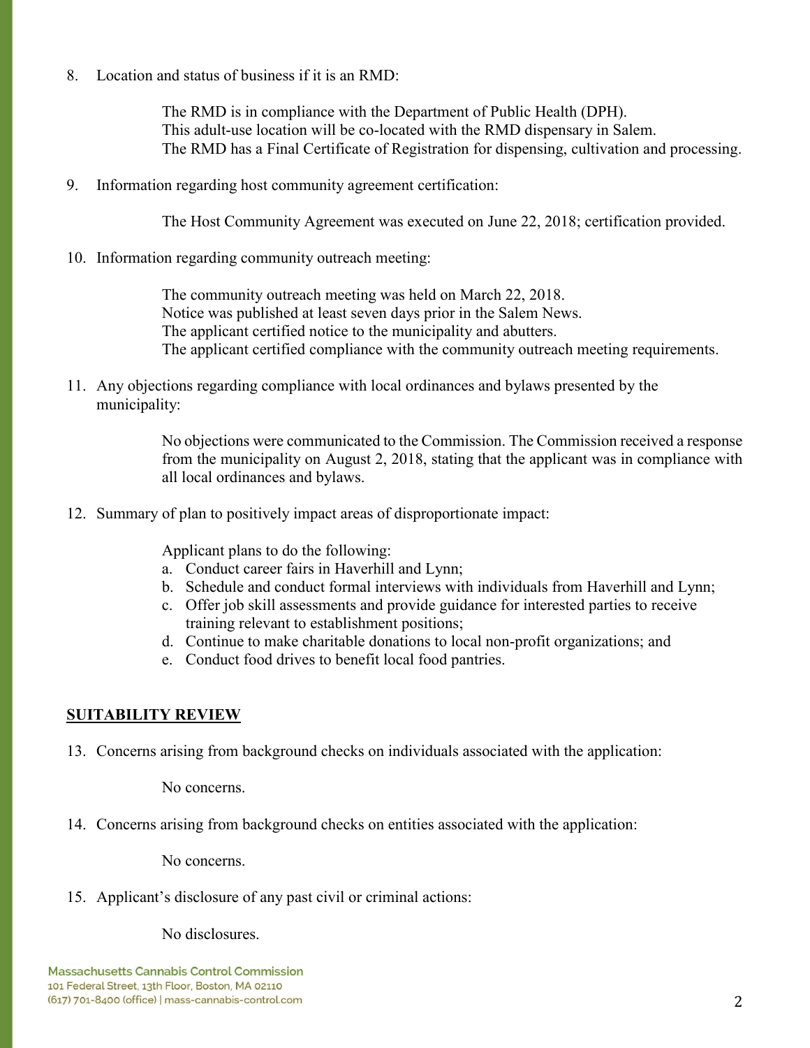8. Location and status of business if it is an RMD:

    The RMD is in compliance with the Department of Public Health (DPH).
    This adult-use location will be co-located with the RMD dispensary in Salem.
    The RMD has a Final Certificate of Registration for dispensing, cultivation and processing.

9. Information regarding host community agreement certification:

    The Host Community Agreement was executed on June 22, 2018; certification provided.

10. Information regarding community outreach meeting:

    The community outreach meeting was held on March 22, 2018.
    Notice was published at least seven days prior in the Salem News.
    The applicant certified notice to the municipality and abutters.
    The applicant certified compliance with the community outreach meeting requirements.

11. Any objections regarding compliance with local ordinances and bylaws presented by the municipality:

    No objections were communicated to the Commission. The Commission received a response from the municipality on August 2, 2018, stating that the applicant was in compliance with all local ordinances and bylaws.

12. Summary of plan to positively impact areas of disproportionate impact:

    Applicant plans to do the following:
    a. Conduct career fairs in Haverhill and Lynn;
    b. Schedule and conduct formal interviews with individuals from Haverhill and Lynn;
    c. Offer job skill assessments and provide guidance for interested parties to receive training relevant to establishment positions;
    d. Continue to make charitable donations to local non-profit organizations; and
    e. Conduct food drives to benefit local food pantries.

## SUITABILITY REVIEW

13. Concerns arising from background checks on individuals associated with the application:

    No concerns.

14. Concerns arising from background checks on entities associated with the application:

    No concerns.

15. Applicant's disclosure of any past civil or criminal actions:

    No disclosures.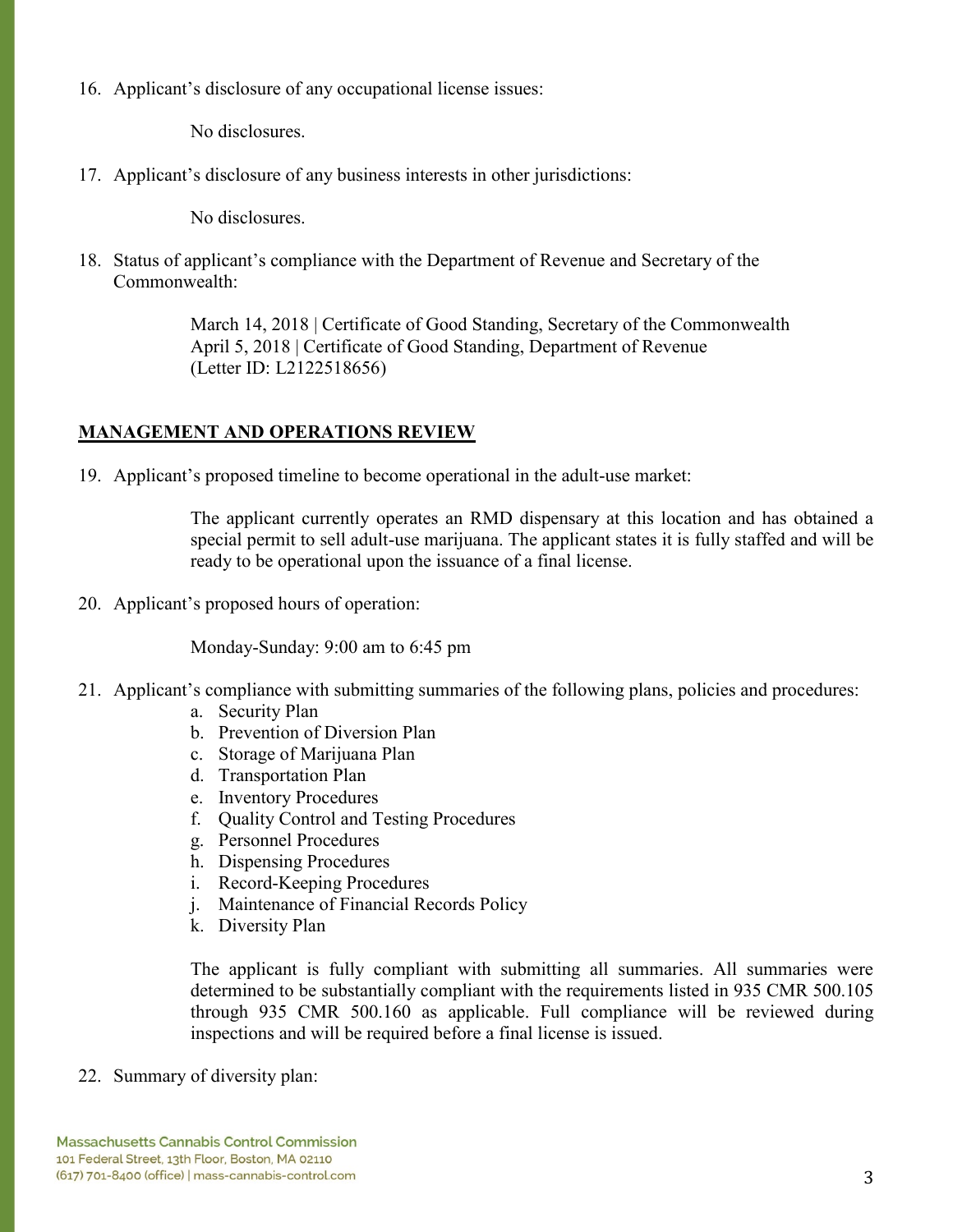16. Applicant's disclosure of any occupational license issues:

    No disclosures.

17. Applicant's disclosure of any business interests in other jurisdictions:

    No disclosures.

18. Status of applicant's compliance with the Department of Revenue and Secretary of the Commonwealth:

    March 14, 2018 | Certificate of Good Standing, Secretary of the Commonwealth
    April 5, 2018 | Certificate of Good Standing, Department of Revenue
    (Letter ID: L2122518656)

**MANAGEMENT AND OPERATIONS REVIEW**

19. Applicant's proposed timeline to become operational in the adult-use market:

    The applicant currently operates an RMD dispensary at this location and has obtained a special permit to sell adult-use marijuana. The applicant states it is fully staffed and will be ready to be operational upon the issuance of a final license.

20. Applicant's proposed hours of operation:

    Monday-Sunday: 9:00 am to 6:45 pm

21. Applicant's compliance with submitting summaries of the following plans, policies and procedures:
    a. Security Plan
    b. Prevention of Diversion Plan
    c. Storage of Marijuana Plan
    d. Transportation Plan
    e. Inventory Procedures
    f. Quality Control and Testing Procedures
    g. Personnel Procedures
    h. Dispensing Procedures
    i. Record-Keeping Procedures
    j. Maintenance of Financial Records Policy
    k. Diversity Plan

    The applicant is fully compliant with submitting all summaries. All summaries were determined to be substantially compliant with the requirements listed in 935 CMR 500.105 through 935 CMR 500.160 as applicable. Full compliance will be reviewed during inspections and will be required before a final license is issued.

22. Summary of diversity plan: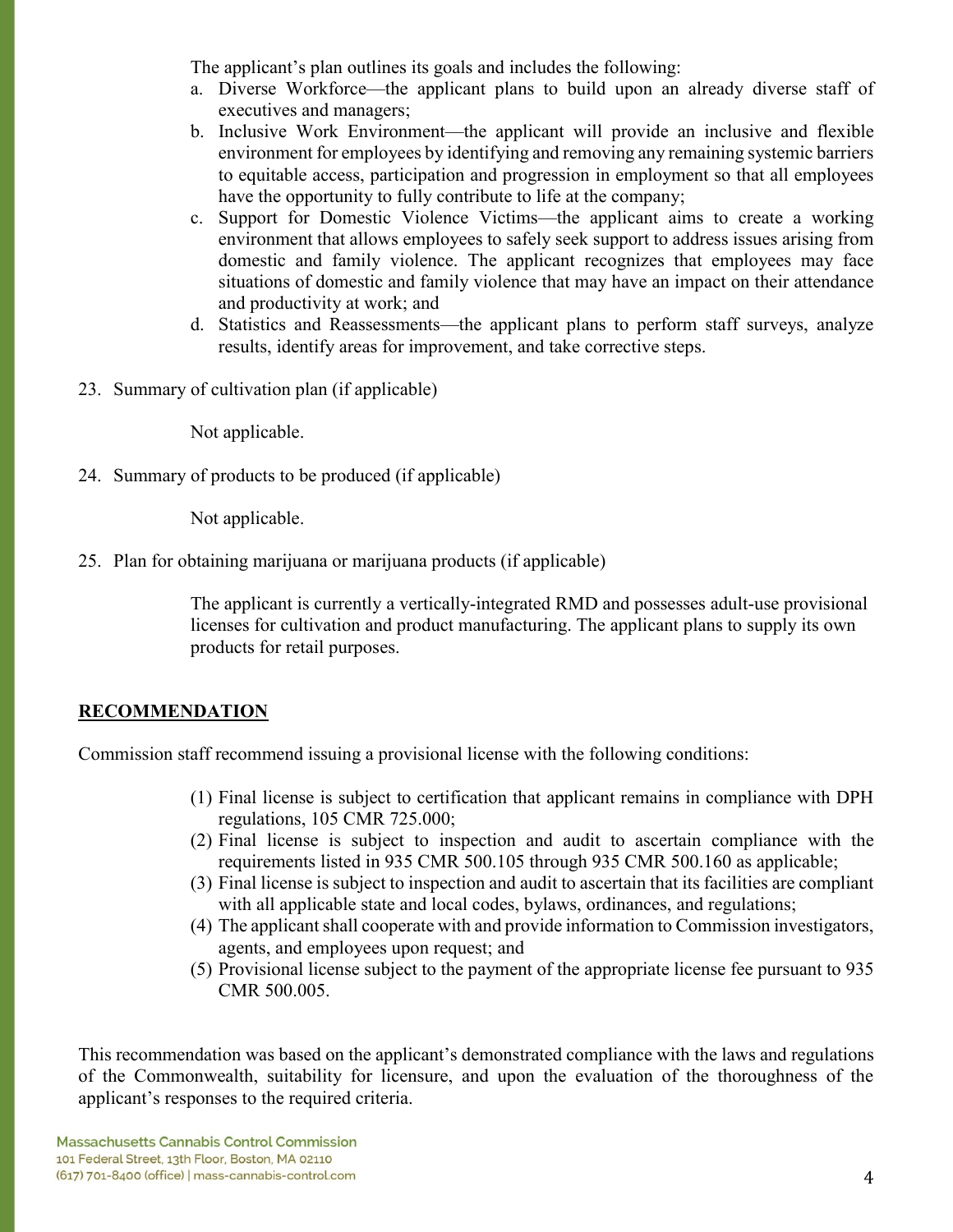The applicant's plan outlines its goals and includes the following:

a. Diverse Workforce—the applicant plans to build upon an already diverse staff of executives and managers;
b. Inclusive Work Environment—the applicant will provide an inclusive and flexible environment for employees by identifying and removing any remaining systemic barriers to equitable access, participation and progression in employment so that all employees have the opportunity to fully contribute to life at the company;
c. Support for Domestic Violence Victims—the applicant aims to create a working environment that allows employees to safely seek support to address issues arising from domestic and family violence. The applicant recognizes that employees may face situations of domestic and family violence that may have an impact on their attendance and productivity at work; and
d. Statistics and Reassessments—the applicant plans to perform staff surveys, analyze results, identify areas for improvement, and take corrective steps.

23. Summary of cultivation plan (if applicable)

    Not applicable.

24. Summary of products to be produced (if applicable)

    Not applicable.

25. Plan for obtaining marijuana or marijuana products (if applicable)

    The applicant is currently a vertically-integrated RMD and possesses adult-use provisional licenses for cultivation and product manufacturing. The applicant plans to supply its own products for retail purposes.

## RECOMMENDATION

Commission staff recommend issuing a provisional license with the following conditions:

(1) Final license is subject to certification that applicant remains in compliance with DPH regulations, 105 CMR 725.000;
(2) Final license is subject to inspection and audit to ascertain compliance with the requirements listed in 935 CMR 500.105 through 935 CMR 500.160 as applicable;
(3) Final license is subject to inspection and audit to ascertain that its facilities are compliant with all applicable state and local codes, bylaws, ordinances, and regulations;
(4) The applicant shall cooperate with and provide information to Commission investigators, agents, and employees upon request; and
(5) Provisional license subject to the payment of the appropriate license fee pursuant to 935 CMR 500.005.

This recommendation was based on the applicant's demonstrated compliance with the laws and regulations of the Commonwealth, suitability for licensure, and upon the evaluation of the thoroughness of the applicant's responses to the required criteria.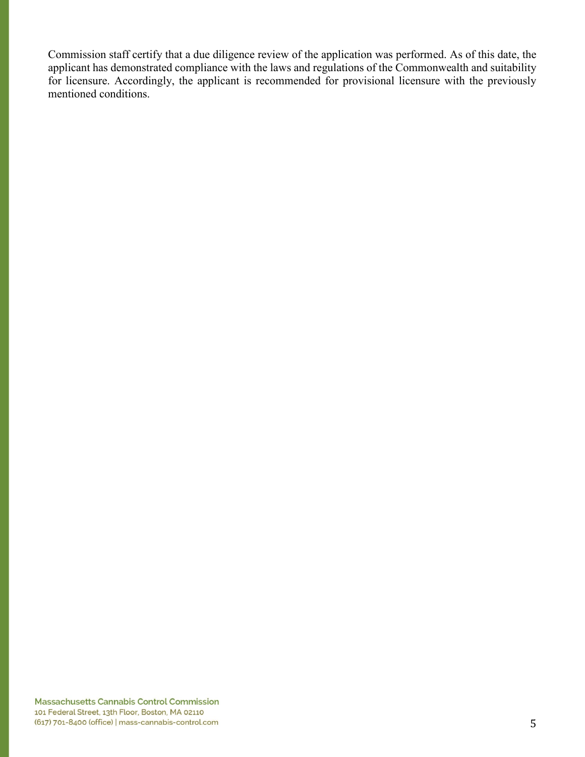Commission staff certify that a due diligence review of the application was performed. As of this date, the applicant has demonstrated compliance with the laws and regulations of the Commonwealth and suitability for licensure. Accordingly, the applicant is recommended for provisional licensure with the previously mentioned conditions.